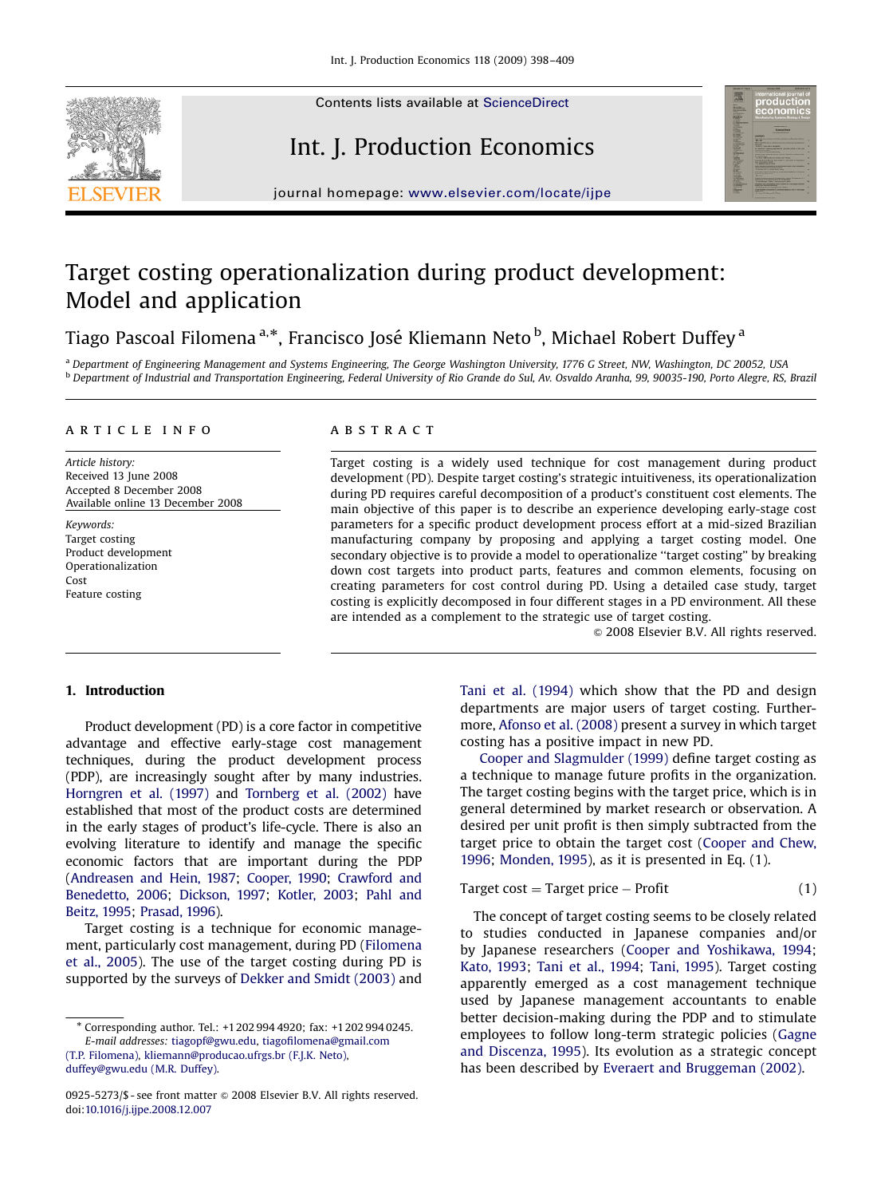# Target costing operationalization during product development: Model and application

Tiago Pascoal Filomena [a,*], Francisco José Kliemann Neto [b], Michael Robert Duffey [a]

[a] Department of Engineering Management and Systems Engineering, The George Washington University, 1776 G Street, NW, Washington, DC 20052, USA
[b] Department of Industrial and Transportation Engineering, Federal University of Rio Grande do Sul, Av. Osvaldo Aranha, 99, 90035-190, Porto Alegre, RS, Brazil

## ARTICLE INFO

*Article history:*
Received 13 June 2008
Accepted 8 December 2008
Available online 13 December 2008

*Keywords:*
Target costing
Product development
Operationalization
Cost
Feature costing

## ABSTRACT

Target costing is a widely used technique for cost management during product development (PD). Despite target costing's strategic intuitiveness, its operationalization during PD requires careful decomposition of a product's constituent cost elements. The main objective of this paper is to describe an experience developing early-stage cost parameters for a specific product development process effort at a mid-sized Brazilian manufacturing company by proposing and applying a target costing model. One secondary objective is to provide a model to operationalize "target costing" by breaking down cost targets into product parts, features and common elements, focusing on creating parameters for cost control during PD. Using a detailed case study, target costing is explicitly decomposed in four different stages in a PD environment. All these are intended as a complement to the strategic use of target costing.

© 2008 Elsevier B.V. All rights reserved.

## 1. Introduction

Product development (PD) is a core factor in competitive advantage and effective early-stage cost management techniques, during the product development process (PDP), are increasingly sought after by many industries. Horngren et al. (1997) and Tornberg et al. (2002) have established that most of the product costs are determined in the early stages of product's life-cycle. There is also an evolving literature to identify and manage the specific economic factors that are important during the PDP (Andreasen and Hein, 1987; Cooper, 1990; Crawford and Benedetto, 2006; Dickson, 1997; Kotler, 2003; Pahl and Beitz, 1995; Prasad, 1996).

Target costing is a technique for economic management, particularly cost management, during PD (Filomena et al., 2005). The use of the target costing during PD is supported by the surveys of Dekker and Smidt (2003) and Tani et al. (1994) which show that the PD and design departments are major users of target costing. Furthermore, Afonso et al. (2008) present a survey in which target costing has a positive impact in new PD.

Cooper and Slagmulder (1999) define target costing as a technique to manage future profits in the organization. The target costing begins with the target price, which is in general determined by market research or observation. A desired per unit profit is then simply subtracted from the target price to obtain the target cost (Cooper and Chew, 1996; Monden, 1995), as it is presented in Eq. (1).

$$\text{Target cost} = \text{Target price} - \text{Profit} \tag{1}$$

The concept of target costing seems to be closely related to studies conducted in Japanese companies and/or by Japanese researchers (Cooper and Yoshikawa, 1994; Kato, 1993; Tani et al., 1994; Tani, 1995). Target costing apparently emerged as a cost management technique used by Japanese management accountants to enable better decision-making during the PDP and to stimulate employees to follow long-term strategic policies (Gagne and Discenza, 1995). Its evolution as a strategic concept has been described by Everaert and Bruggeman (2002).

* Corresponding author. Tel.: +1 202 994 4920; fax: +1 202 994 0245.
*E-mail addresses:* tiagopf@gwu.edu, tiagofilomena@gmail.com (T.P. Filomena), kliemann@producao.ufrgs.br (F.J.K. Neto), duffey@gwu.edu (M.R. Duffey).

0925-5273/$ - see front matter © 2008 Elsevier B.V. All rights reserved.
doi:10.1016/j.ijpe.2008.12.007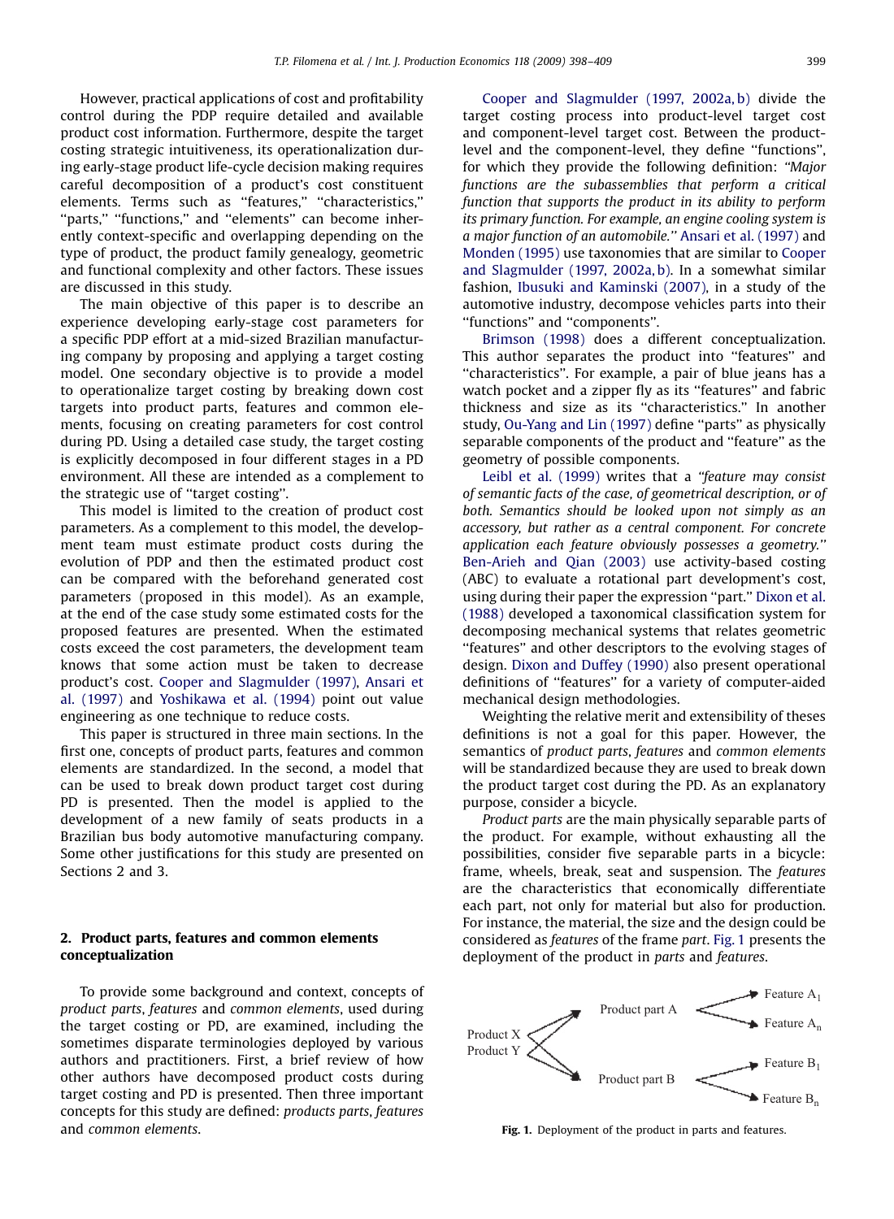However, practical applications of cost and profitability control during the PDP require detailed and available product cost information. Furthermore, despite the target costing strategic intuitiveness, its operationalization during early-stage product life-cycle decision making requires careful decomposition of a product's cost constituent elements. Terms such as "features," "characteristics," "parts," "functions," and "elements" can become inherently context-specific and overlapping depending on the type of product, the product family genealogy, geometric and functional complexity and other factors. These issues are discussed in this study.

The main objective of this paper is to describe an experience developing early-stage cost parameters for a specific PDP effort at a mid-sized Brazilian manufacturing company by proposing and applying a target costing model. One secondary objective is to provide a model to operationalize target costing by breaking down cost targets into product parts, features and common elements, focusing on creating parameters for cost control during PD. Using a detailed case study, the target costing is explicitly decomposed in four different stages in a PD environment. All these are intended as a complement to the strategic use of "target costing".

This model is limited to the creation of product cost parameters. As a complement to this model, the development team must estimate product costs during the evolution of PDP and then the estimated product cost can be compared with the beforehand generated cost parameters (proposed in this model). As an example, at the end of the case study some estimated costs for the proposed features are presented. When the estimated costs exceed the cost parameters, the development team knows that some action must be taken to decrease product's cost. Cooper and Slagmulder (1997), Ansari et al. (1997) and Yoshikawa et al. (1994) point out value engineering as one technique to reduce costs.

This paper is structured in three main sections. In the first one, concepts of product parts, features and common elements are standardized. In the second, a model that can be used to break down product target cost during PD is presented. Then the model is applied to the development of a new family of seats products in a Brazilian bus body automotive manufacturing company. Some other justifications for this study are presented on Sections 2 and 3.

## 2. Product parts, features and common elements conceptualization

To provide some background and context, concepts of *product parts*, *features* and *common elements*, used during the target costing or PD, are examined, including the sometimes disparate terminologies deployed by various authors and practitioners. First, a brief review of how other authors have decomposed product costs during target costing and PD is presented. Then three important concepts for this study are defined: *products parts*, *features* and *common elements*.

Cooper and Slagmulder (1997, 2002a, b) divide the target costing process into product-level target cost and component-level target cost. Between the product-level and the component-level, they define "functions", for which they provide the following definition: *"Major functions are the subassemblies that perform a critical function that supports the product in its ability to perform its primary function. For example, an engine cooling system is a major function of an automobile."* Ansari et al. (1997) and Monden (1995) use taxonomies that are similar to Cooper and Slagmulder (1997, 2002a, b). In a somewhat similar fashion, Ibusuki and Kaminski (2007), in a study of the automotive industry, decompose vehicles parts into their "functions" and "components".

Brimson (1998) does a different conceptualization. This author separates the product into "features" and "characteristics". For example, a pair of blue jeans has a watch pocket and a zipper fly as its "features" and fabric thickness and size as its "characteristics." In another study, Ou-Yang and Lin (1997) define "parts" as physically separable components of the product and "feature" as the geometry of possible components.

Leibl et al. (1999) writes that a *"feature may consist of semantic facts of the case, of geometrical description, or of both. Semantics should be looked upon not simply as an accessory, but rather as a central component. For concrete application each feature obviously possesses a geometry."* Ben-Arieh and Qian (2003) use activity-based costing (ABC) to evaluate a rotational part development's cost, using during their paper the expression "part." Dixon et al. (1988) developed a taxonomical classification system for decomposing mechanical systems that relates geometric "features" and other descriptors to the evolving stages of design. Dixon and Duffey (1990) also present operational definitions of "features" for a variety of computer-aided mechanical design methodologies.

Weighting the relative merit and extensibility of theses definitions is not a goal for this paper. However, the semantics of *product parts*, *features* and *common elements* will be standardized because they are used to break down the product target cost during the PD. As an explanatory purpose, consider a bicycle.

*Product parts* are the main physically separable parts of the product. For example, without exhausting all the possibilities, consider five separable parts in a bicycle: frame, wheels, break, seat and suspension. The *features* are the characteristics that economically differentiate each part, not only for material but also for production. For instance, the material, the size and the design could be considered as *features* of the frame *part*. Fig. 1 presents the deployment of the product in *parts* and *features*.

Product X
Product Y
Product part A
Product part B
Feature $A_1$
Feature $A_n$
Feature $B_1$
Feature $B_n$

Fig. 1. Deployment of the product in parts and features.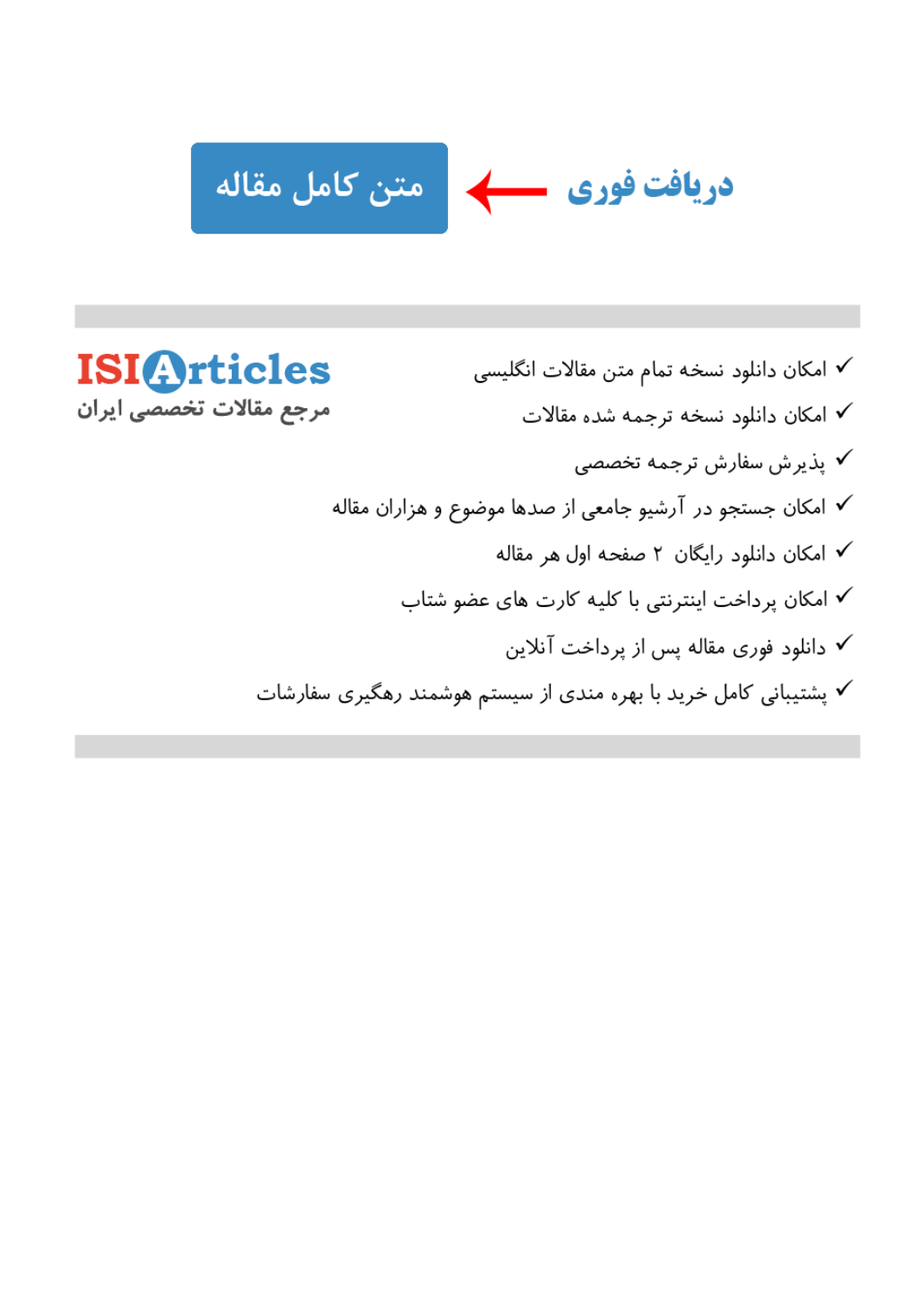دریافت فوری ← **متن کامل مقاله**

**ISIArticles**

مرجع مقالات تخصصی ایران

- ✓ امکان دانلود نسخه تمام متن مقالات انگلیسی
- ✓ امکان دانلود نسخه ترجمه شده مقالات
- ✓ پذیرش سفارش ترجمه تخصصی
- ✓ امکان جستجو در آرشیو جامعی از صدها موضوع و هزاران مقاله
- ✓ امکان دانلود رایگان ۲ صفحه اول هر مقاله
- ✓ امکان پرداخت اینترنتی با کلیه کارت های عضو شتاب
- ✓ دانلود فوری مقاله پس از پرداخت آنلاین
- ✓ پشتیبانی کامل خرید با بهره مندی از سیستم هوشمند رهگیری سفارشات